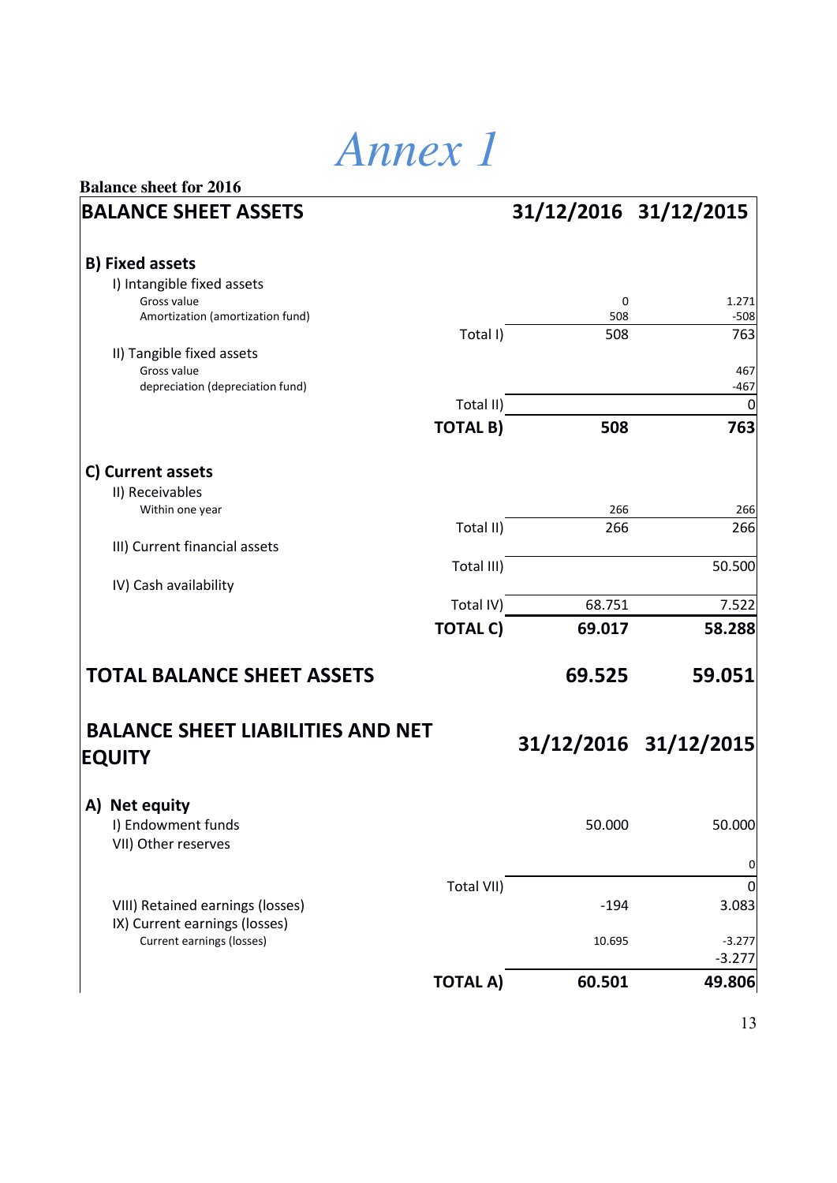# *Annex 1*

**Balance sheet for 2016**

| BALANCE SHEET ASSETS | | 31/12/2016 | 31/12/2015 |
|---|---|---|---|
| **B) Fixed assets** | | | |
| I) Intangible fixed assets | | | |
| Gross value | | 0 | 1.271 |
| Amortization (amortization fund) | | 508 | -508 |
| | Total I) | 508 | 763 |
| II) Tangible fixed assets | | | |
| Gross value | | | 467 |
| depreciation (depreciation fund) | | | -467 |
| | Total II) | | 0 |
| | **TOTAL B)** | **508** | **763** |
| **C) Current assets** | | | |
| II) Receivables | | | |
| Within one year | | 266 | 266 |
| | Total II) | 266 | 266 |
| III) Current financial assets | | | |
| | Total III) | | 50.500 |
| IV) Cash availability | | | |
| | Total IV) | 68.751 | 7.522 |
| | **TOTAL C)** | **69.017** | **58.288** |
| **TOTAL BALANCE SHEET ASSETS** | | **69.525** | **59.051** |

| BALANCE SHEET LIABILITIES AND NET EQUITY | | 31/12/2016 | 31/12/2015 |
|---|---|---|---|
| **A) Net equity** | | | |
| I) Endowment funds | | 50.000 | 50.000 |
| VII) Other reserves | | | |
| | | | 0 |
| | Total VII) | | 0 |
| VIII) Retained earnings (losses) | | -194 | 3.083 |
| IX) Current earnings (losses) | | | |
| Current earnings (losses) | | 10.695 | -3.277 |
| | | | -3.277 |
| | **TOTAL A)** | **60.501** | **49.806** |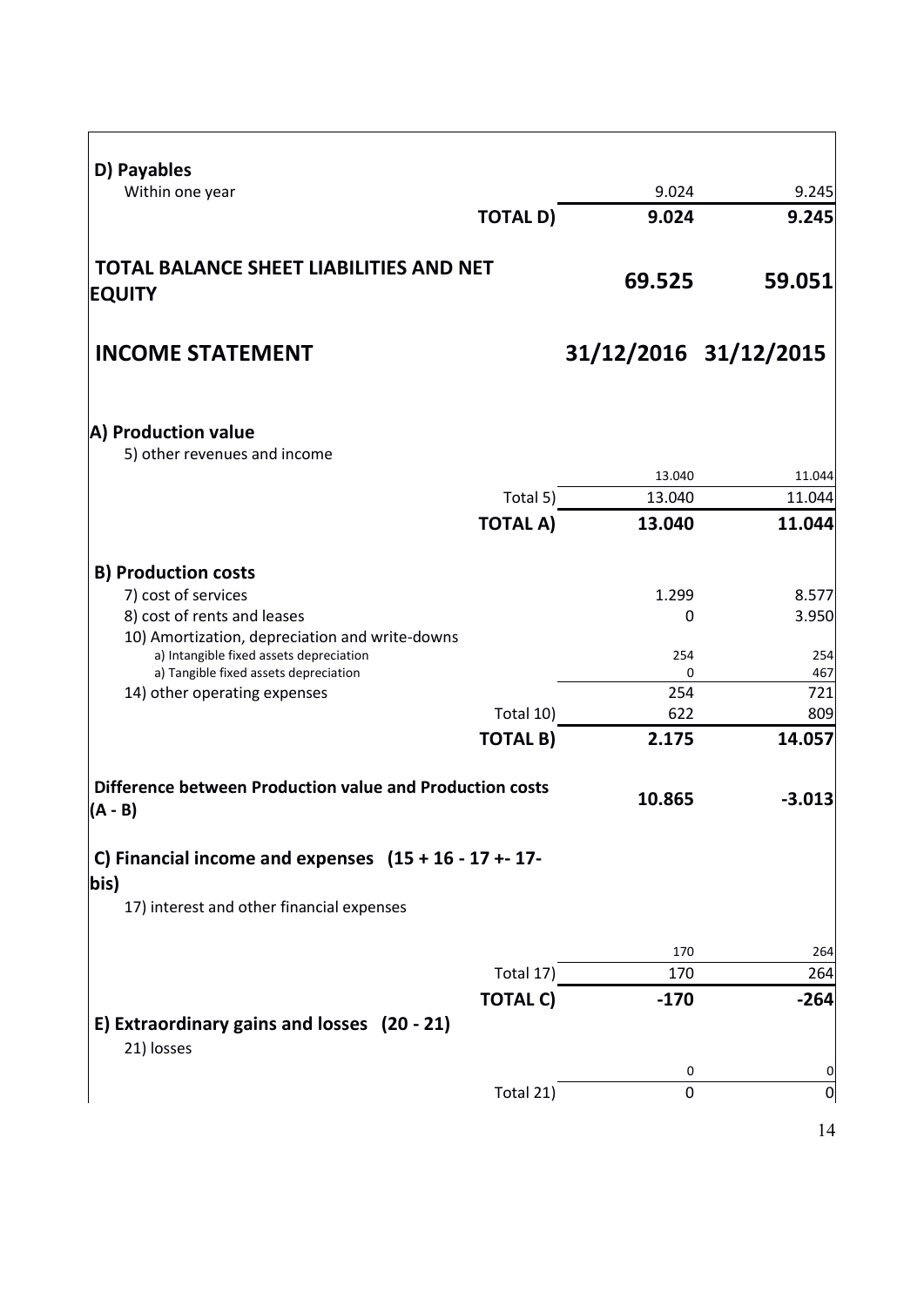| | | | |
|---|---|---|---|
| **D) Payables** | | | |
| Within one year | | 9.024 | 9.245 |
| | **TOTAL D)** | **9.024** | **9.245** |
| **TOTAL BALANCE SHEET LIABILITIES AND NET EQUITY** | | **69.525** | **59.051** |

| **INCOME STATEMENT** | | **31/12/2016** | **31/12/2015** |
|---|---|---|---|
| **A) Production value** | | | |
| 5) other revenues and income | | | |
| | | 13.040 | 11.044 |
| | Total 5) | 13.040 | 11.044 |
| | **TOTAL A)** | **13.040** | **11.044** |
| **B) Production costs** | | | |
| 7) cost of services | | 1.299 | 8.577 |
| 8) cost of rents and leases | | 0 | 3.950 |
| 10) Amortization, depreciation and write-downs | | | |
| a) Intangible fixed assets depreciation | | 254 | 254 |
| a) Tangible fixed assets depreciation | | 0 | 467 |
| 14) other operating expenses | | 254 | 721 |
| | Total 10) | 622 | 809 |
| | **TOTAL B)** | **2.175** | **14.057** |
| **Difference between Production value and Production costs (A - B)** | | **10.865** | **-3.013** |
| **C) Financial income and expenses (15 + 16 - 17 +- 17-bis)** | | | |
| 17) interest and other financial expenses | | | |
| | | 170 | 264 |
| | Total 17) | 170 | 264 |
| | **TOTAL C)** | **-170** | **-264** |
| **E) Extraordinary gains and losses (20 - 21)** | | | |
| 21) losses | | | |
| | | 0 | 0 |
| | Total 21) | 0 | 0 |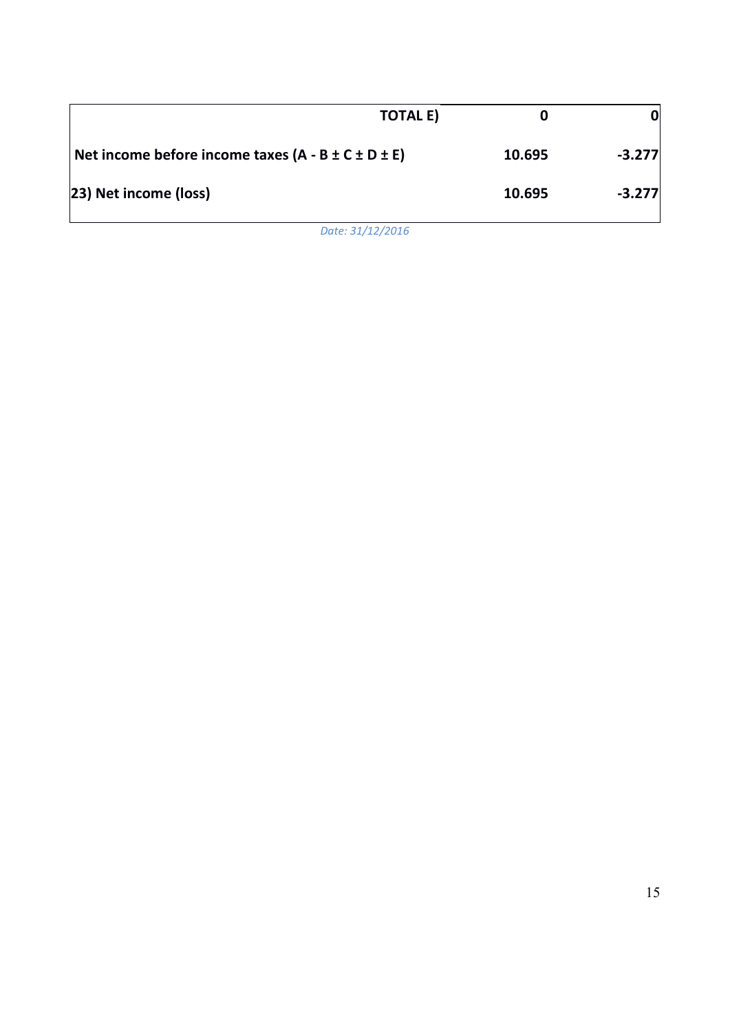| | | |
|---|---|---|
| **TOTAL E)** | **0** | **0** |
| **Net income before income taxes (A - B ± C ± D ± E)** | **10.695** | **-3.277** |
| **23) Net income (loss)** | **10.695** | **-3.277** |

*Date: 31/12/2016*